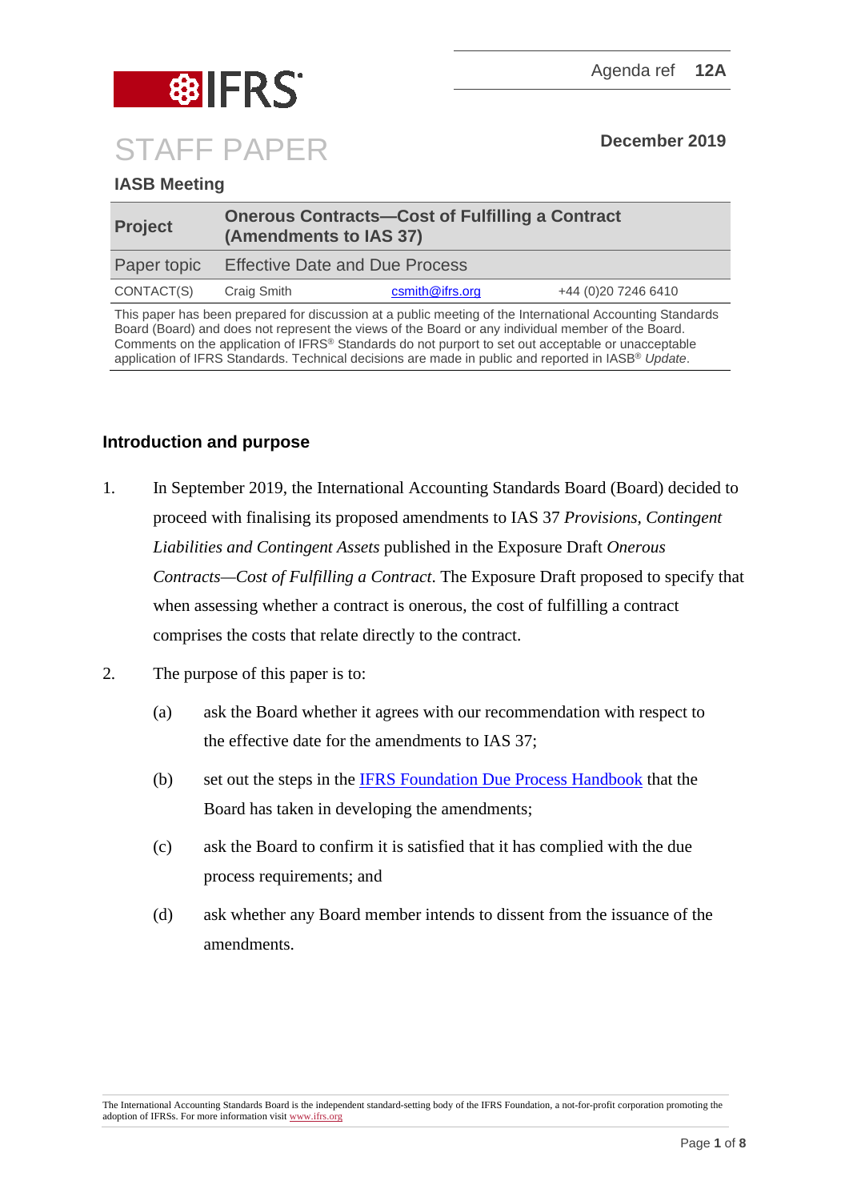Agenda ref **12A**

# STAFF PAPER

**December 2019**

**IASB Meeting**

| **Project** | **Onerous Contracts—Cost of Fulfilling a Contract (Amendments to IAS 37)** | | |
|---|---|---|---|
| Paper topic | Effective Date and Due Process | | |
| CONTACT(S) | Craig Smith | csmith@ifrs.org | +44 (0)20 7246 6410 |

This paper has been prepared for discussion at a public meeting of the International Accounting Standards Board (Board) and does not represent the views of the Board or any individual member of the Board. Comments on the application of IFRS® Standards do not purport to set out acceptable or unacceptable application of IFRS Standards. Technical decisions are made in public and reported in IASB® *Update*.

## Introduction and purpose

1. In September 2019, the International Accounting Standards Board (Board) decided to proceed with finalising its proposed amendments to IAS 37 *Provisions, Contingent Liabilities and Contingent Assets* published in the Exposure Draft *Onerous Contracts—Cost of Fulfilling a Contract*. The Exposure Draft proposed to specify that when assessing whether a contract is onerous, the cost of fulfilling a contract comprises the costs that relate directly to the contract.

2. The purpose of this paper is to:

   (a) ask the Board whether it agrees with our recommendation with respect to the effective date for the amendments to IAS 37;

   (b) set out the steps in the IFRS Foundation Due Process Handbook that the Board has taken in developing the amendments;

   (c) ask the Board to confirm it is satisfied that it has complied with the due process requirements; and

   (d) ask whether any Board member intends to dissent from the issuance of the amendments.

The International Accounting Standards Board is the independent standard-setting body of the IFRS Foundation, a not-for-profit corporation promoting the adoption of IFRSs. For more information visit www.ifrs.org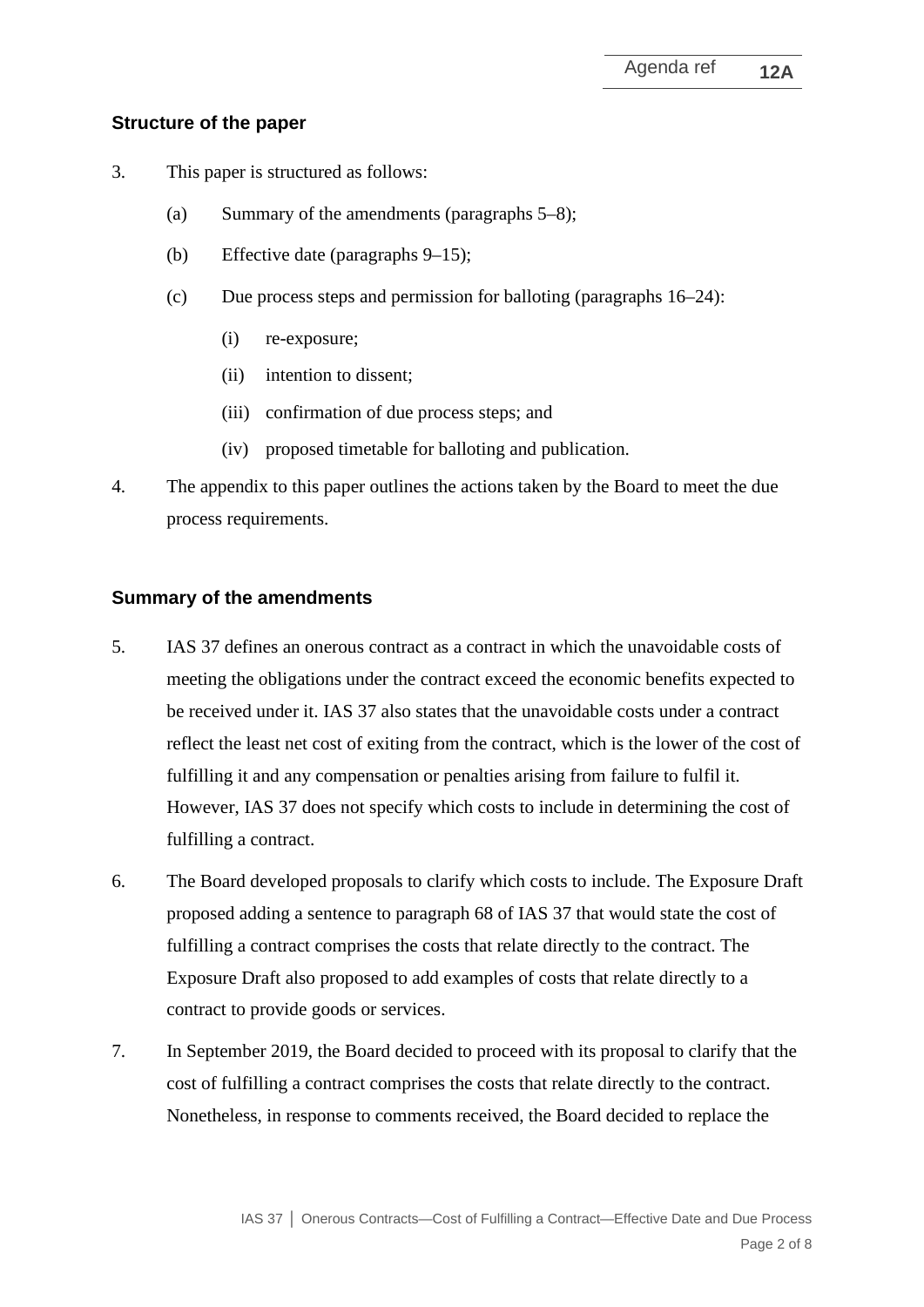## Structure of the paper

3. This paper is structured as follows:

   (a) Summary of the amendments (paragraphs 5–8);

   (b) Effective date (paragraphs 9–15);

   (c) Due process steps and permission for balloting (paragraphs 16–24):

      (i) re-exposure;

      (ii) intention to dissent;

      (iii) confirmation of due process steps; and

      (iv) proposed timetable for balloting and publication.

4. The appendix to this paper outlines the actions taken by the Board to meet the due process requirements.

## Summary of the amendments

5. IAS 37 defines an onerous contract as a contract in which the unavoidable costs of meeting the obligations under the contract exceed the economic benefits expected to be received under it. IAS 37 also states that the unavoidable costs under a contract reflect the least net cost of exiting from the contract, which is the lower of the cost of fulfilling it and any compensation or penalties arising from failure to fulfil it. However, IAS 37 does not specify which costs to include in determining the cost of fulfilling a contract.

6. The Board developed proposals to clarify which costs to include. The Exposure Draft proposed adding a sentence to paragraph 68 of IAS 37 that would state the cost of fulfilling a contract comprises the costs that relate directly to the contract. The Exposure Draft also proposed to add examples of costs that relate directly to a contract to provide goods or services.

7. In September 2019, the Board decided to proceed with its proposal to clarify that the cost of fulfilling a contract comprises the costs that relate directly to the contract. Nonetheless, in response to comments received, the Board decided to replace the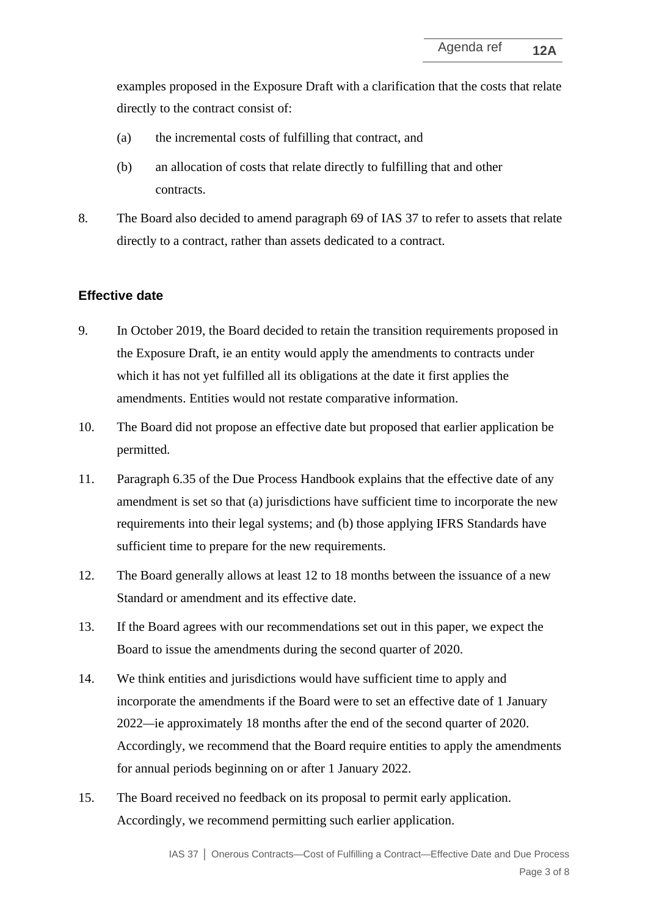examples proposed in the Exposure Draft with a clarification that the costs that relate directly to the contract consist of:

(a) the incremental costs of fulfilling that contract, and

(b) an allocation of costs that relate directly to fulfilling that and other contracts.

8. The Board also decided to amend paragraph 69 of IAS 37 to refer to assets that relate directly to a contract, rather than assets dedicated to a contract.

### Effective date

9. In October 2019, the Board decided to retain the transition requirements proposed in the Exposure Draft, ie an entity would apply the amendments to contracts under which it has not yet fulfilled all its obligations at the date it first applies the amendments. Entities would not restate comparative information.

10. The Board did not propose an effective date but proposed that earlier application be permitted.

11. Paragraph 6.35 of the Due Process Handbook explains that the effective date of any amendment is set so that (a) jurisdictions have sufficient time to incorporate the new requirements into their legal systems; and (b) those applying IFRS Standards have sufficient time to prepare for the new requirements.

12. The Board generally allows at least 12 to 18 months between the issuance of a new Standard or amendment and its effective date.

13. If the Board agrees with our recommendations set out in this paper, we expect the Board to issue the amendments during the second quarter of 2020.

14. We think entities and jurisdictions would have sufficient time to apply and incorporate the amendments if the Board were to set an effective date of 1 January 2022—ie approximately 18 months after the end of the second quarter of 2020. Accordingly, we recommend that the Board require entities to apply the amendments for annual periods beginning on or after 1 January 2022.

15. The Board received no feedback on its proposal to permit early application. Accordingly, we recommend permitting such earlier application.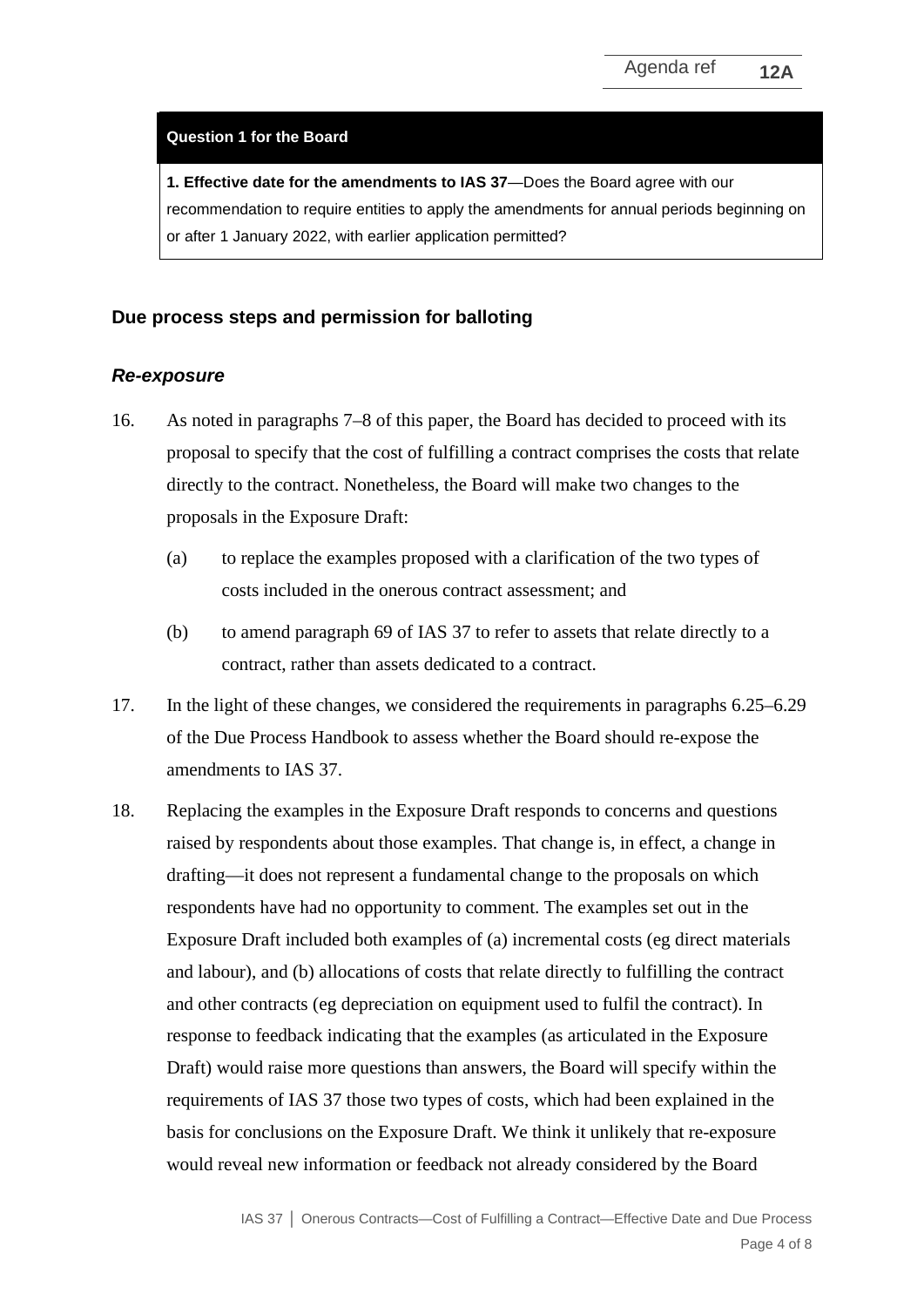| Question 1 for the Board |
| --- |
| **1. Effective date for the amendments to IAS 37**—Does the Board agree with our recommendation to require entities to apply the amendments for annual periods beginning on or after 1 January 2022, with earlier application permitted? |

## Due process steps and permission for balloting

### *Re-exposure*

16. As noted in paragraphs 7–8 of this paper, the Board has decided to proceed with its proposal to specify that the cost of fulfilling a contract comprises the costs that relate directly to the contract. Nonetheless, the Board will make two changes to the proposals in the Exposure Draft:

    (a) to replace the examples proposed with a clarification of the two types of costs included in the onerous contract assessment; and

    (b) to amend paragraph 69 of IAS 37 to refer to assets that relate directly to a contract, rather than assets dedicated to a contract.

17. In the light of these changes, we considered the requirements in paragraphs 6.25–6.29 of the Due Process Handbook to assess whether the Board should re-expose the amendments to IAS 37.

18. Replacing the examples in the Exposure Draft responds to concerns and questions raised by respondents about those examples. That change is, in effect, a change in drafting—it does not represent a fundamental change to the proposals on which respondents have had no opportunity to comment. The examples set out in the Exposure Draft included both examples of (a) incremental costs (eg direct materials and labour), and (b) allocations of costs that relate directly to fulfilling the contract and other contracts (eg depreciation on equipment used to fulfil the contract). In response to feedback indicating that the examples (as articulated in the Exposure Draft) would raise more questions than answers, the Board will specify within the requirements of IAS 37 those two types of costs, which had been explained in the basis for conclusions on the Exposure Draft. We think it unlikely that re-exposure would reveal new information or feedback not already considered by the Board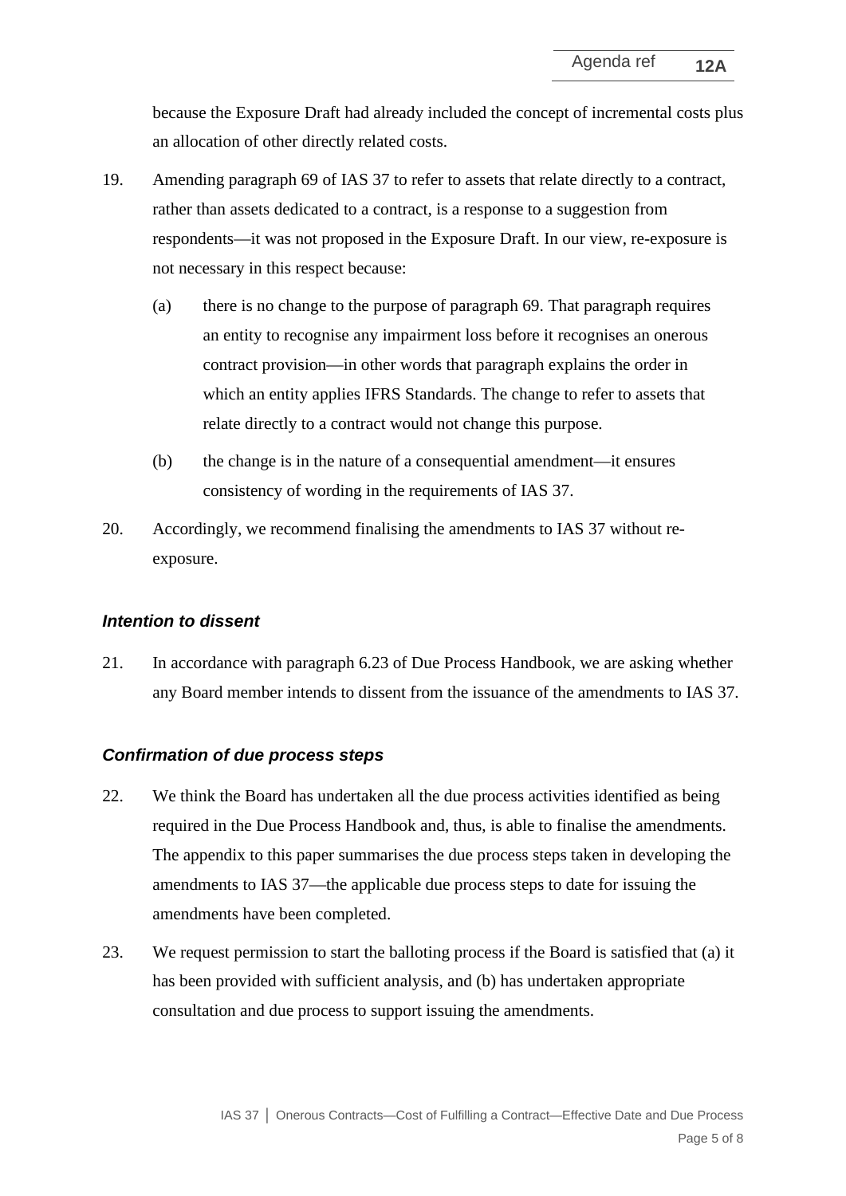because the Exposure Draft had already included the concept of incremental costs plus an allocation of other directly related costs.

19. Amending paragraph 69 of IAS 37 to refer to assets that relate directly to a contract, rather than assets dedicated to a contract, is a response to a suggestion from respondents—it was not proposed in the Exposure Draft. In our view, re-exposure is not necessary in this respect because:

    (a) there is no change to the purpose of paragraph 69. That paragraph requires an entity to recognise any impairment loss before it recognises an onerous contract provision—in other words that paragraph explains the order in which an entity applies IFRS Standards. The change to refer to assets that relate directly to a contract would not change this purpose.

    (b) the change is in the nature of a consequential amendment—it ensures consistency of wording in the requirements of IAS 37.

20. Accordingly, we recommend finalising the amendments to IAS 37 without re-exposure.

### *Intention to dissent*

21. In accordance with paragraph 6.23 of Due Process Handbook, we are asking whether any Board member intends to dissent from the issuance of the amendments to IAS 37.

### *Confirmation of due process steps*

22. We think the Board has undertaken all the due process activities identified as being required in the Due Process Handbook and, thus, is able to finalise the amendments. The appendix to this paper summarises the due process steps taken in developing the amendments to IAS 37—the applicable due process steps to date for issuing the amendments have been completed.

23. We request permission to start the balloting process if the Board is satisfied that (a) it has been provided with sufficient analysis, and (b) has undertaken appropriate consultation and due process to support issuing the amendments.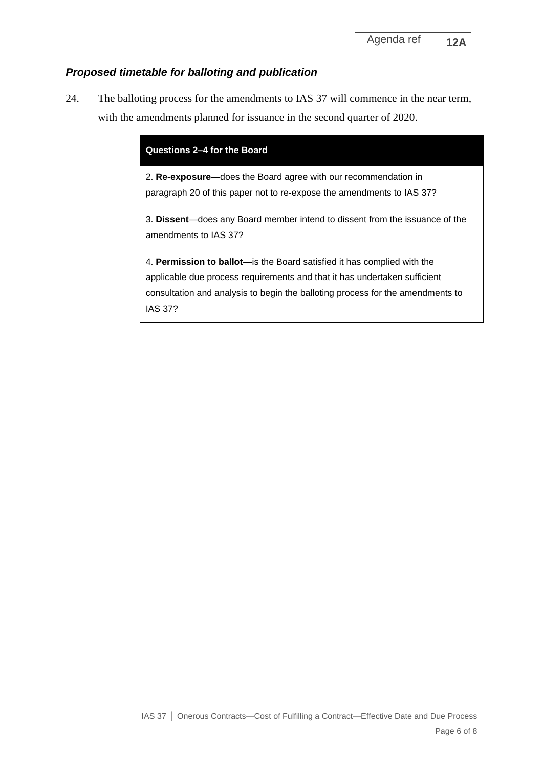### *Proposed timetable for balloting and publication*

24. The balloting process for the amendments to IAS 37 will commence in the near term, with the amendments planned for issuance in the second quarter of 2020.

| **Questions 2–4 for the Board** |
|---|
| 2. **Re-exposure**—does the Board agree with our recommendation in paragraph 20 of this paper not to re-expose the amendments to IAS 37? |
| 3. **Dissent**—does any Board member intend to dissent from the issuance of the amendments to IAS 37? |
| 4. **Permission to ballot**—is the Board satisfied it has complied with the applicable due process requirements and that it has undertaken sufficient consultation and analysis to begin the balloting process for the amendments to IAS 37? |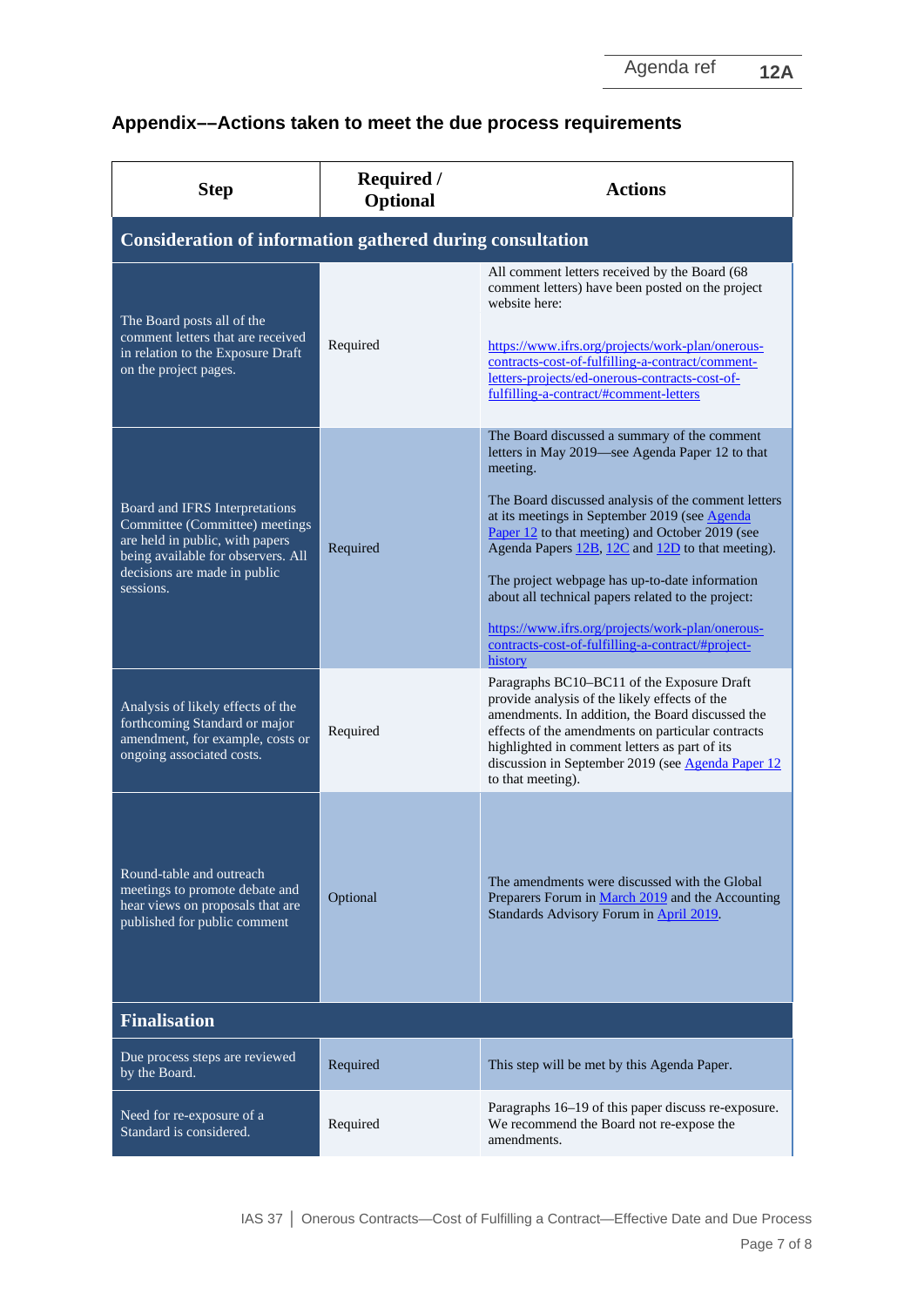## Appendix––Actions taken to meet the due process requirements

| Step | Required / Optional | Actions |
|---|---|---|
| **Consideration of information gathered during consultation** | | |
| The Board posts all of the comment letters that are received in relation to the Exposure Draft on the project pages. | Required | All comment letters received by the Board (68 comment letters) have been posted on the project website here:<br><br>https://www.ifrs.org/projects/work-plan/onerous-contracts-cost-of-fulfilling-a-contract/comment-letters-projects/ed-onerous-contracts-cost-of-fulfilling-a-contract/#comment-letters |
| Board and IFRS Interpretations Committee (Committee) meetings are held in public, with papers being available for observers. All decisions are made in public sessions. | Required | The Board discussed a summary of the comment letters in May 2019—see Agenda Paper 12 to that meeting.<br><br>The Board discussed analysis of the comment letters at its meetings in September 2019 (see Agenda Paper 12 to that meeting) and October 2019 (see Agenda Papers 12B, 12C and 12D to that meeting).<br><br>The project webpage has up-to-date information about all technical papers related to the project:<br><br>https://www.ifrs.org/projects/work-plan/onerous-contracts-cost-of-fulfilling-a-contract/#project-history |
| Analysis of likely effects of the forthcoming Standard or major amendment, for example, costs or ongoing associated costs. | Required | Paragraphs BC10–BC11 of the Exposure Draft provide analysis of the likely effects of the amendments. In addition, the Board discussed the effects of the amendments on particular contracts highlighted in comment letters as part of its discussion in September 2019 (see Agenda Paper 12 to that meeting). |
| Round-table and outreach meetings to promote debate and hear views on proposals that are published for public comment | Optional | The amendments were discussed with the Global Preparers Forum in March 2019 and the Accounting Standards Advisory Forum in April 2019. |
| **Finalisation** | | |
| Due process steps are reviewed by the Board. | Required | This step will be met by this Agenda Paper. |
| Need for re-exposure of a Standard is considered. | Required | Paragraphs 16–19 of this paper discuss re-exposure. We recommend the Board not re-expose the amendments. |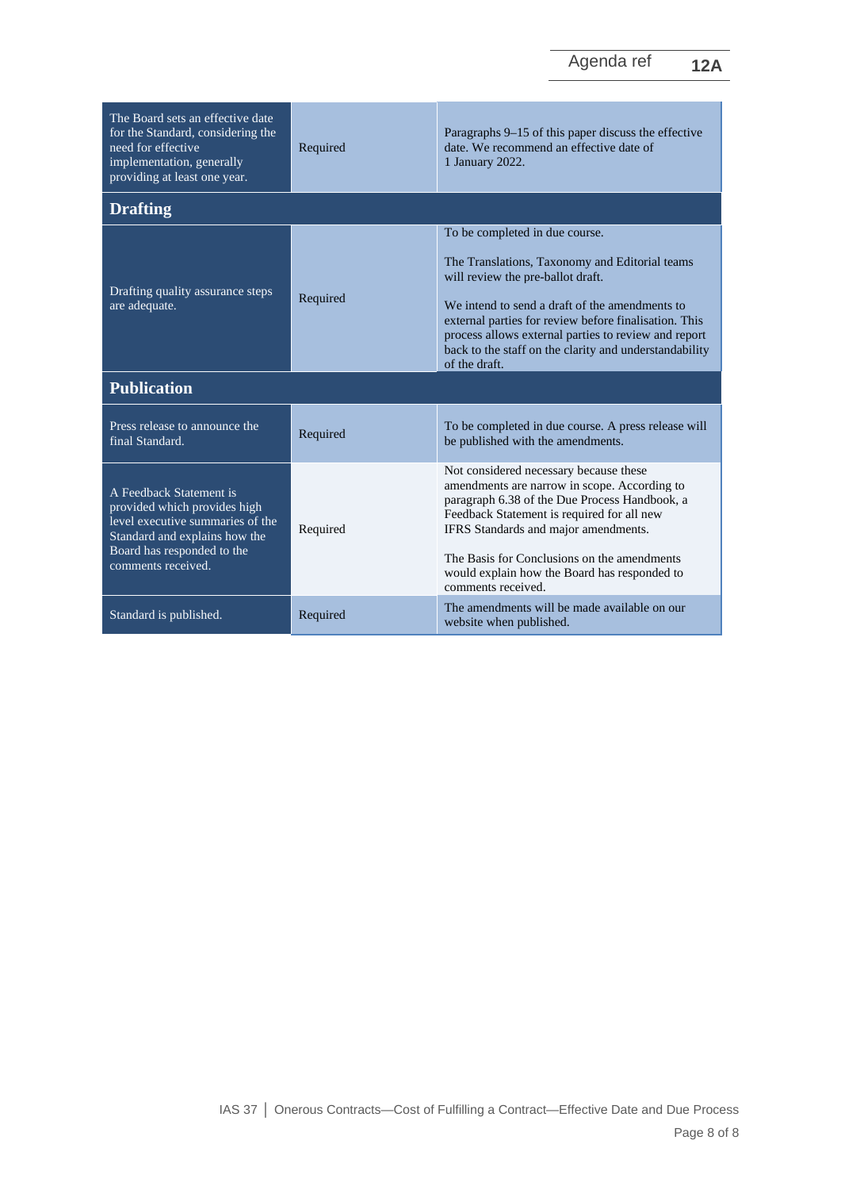| | | |
|---|---|---|
| The Board sets an effective date for the Standard, considering the need for effective implementation, generally providing at least one year. | Required | Paragraphs 9–15 of this paper discuss the effective date. We recommend an effective date of 1 January 2022. |
| **Drafting** | | |
| Drafting quality assurance steps are adequate. | Required | To be completed in due course.<br><br>The Translations, Taxonomy and Editorial teams will review the pre-ballot draft.<br><br>We intend to send a draft of the amendments to external parties for review before finalisation. This process allows external parties to review and report back to the staff on the clarity and understandability of the draft. |
| **Publication** | | |
| Press release to announce the final Standard. | Required | To be completed in due course. A press release will be published with the amendments. |
| A Feedback Statement is provided which provides high level executive summaries of the Standard and explains how the Board has responded to the comments received. | Required | Not considered necessary because these amendments are narrow in scope. According to paragraph 6.38 of the Due Process Handbook, a Feedback Statement is required for all new IFRS Standards and major amendments.<br><br>The Basis for Conclusions on the amendments would explain how the Board has responded to comments received. |
| Standard is published. | Required | The amendments will be made available on our website when published. |